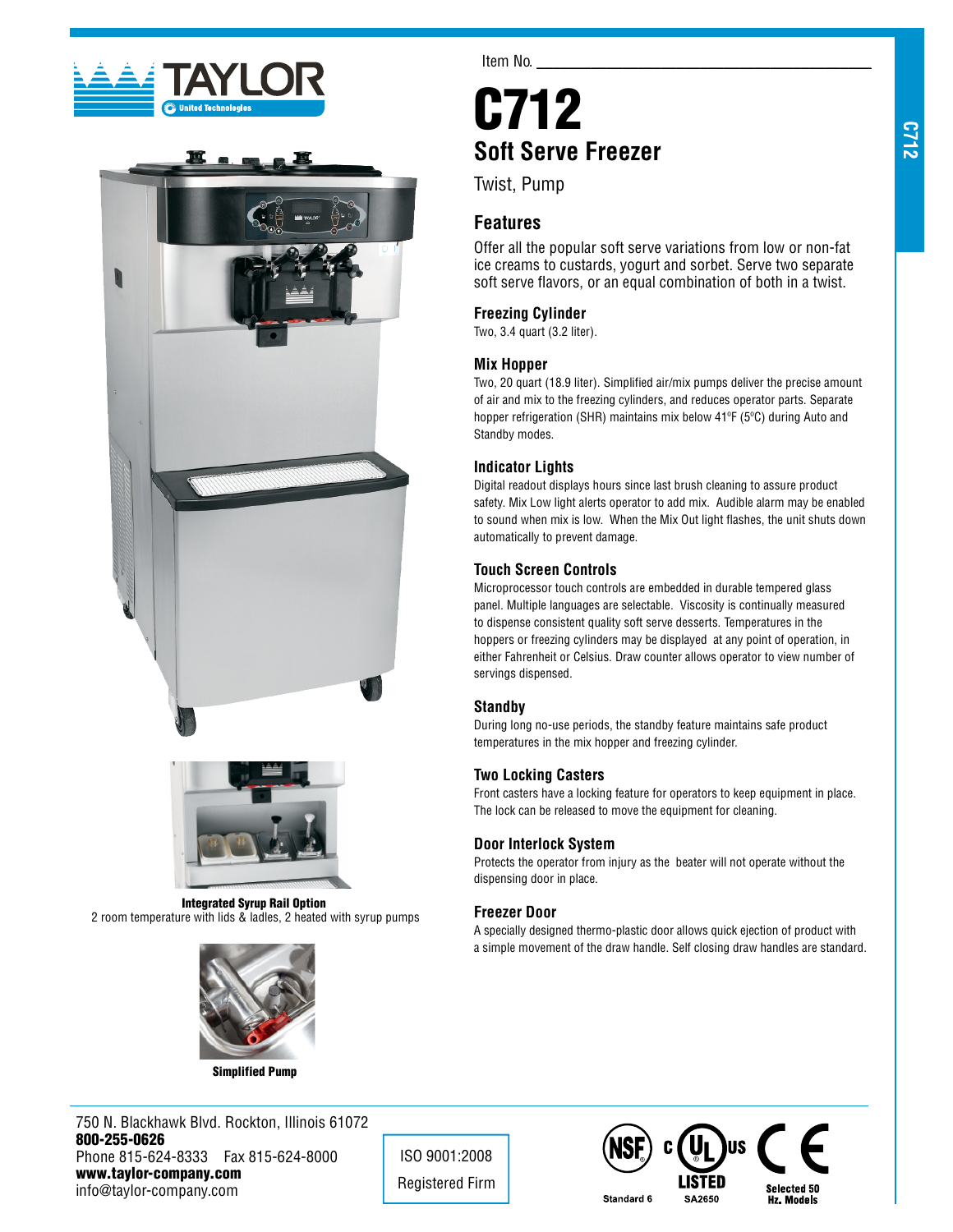Item No. ___________________________

# C712

## Soft Serve Freezer

Twist, Pump

### Features

Offer all the popular soft serve variations from low or non-fat ice creams to custards, yogurt and sorbet. Serve two separate soft serve flavors, or an equal combination of both in a twist.

### Freezing Cylinder

Two, 3.4 quart (3.2 liter).

### Mix Hopper

Two, 20 quart (18.9 liter). Simplified air/mix pumps deliver the precise amount of air and mix to the freezing cylinders, and reduces operator parts. Separate hopper refrigeration (SHR) maintains mix below 41ºF (5ºC) during Auto and Standby modes.

### Indicator Lights

Digital readout displays hours since last brush cleaning to assure product safety. Mix Low light alerts operator to add mix. Audible alarm may be enabled to sound when mix is low. When the Mix Out light flashes, the unit shuts down automatically to prevent damage.

### Touch Screen Controls

Microprocessor touch controls are embedded in durable tempered glass panel. Multiple languages are selectable. Viscosity is continually measured to dispense consistent quality soft serve desserts. Temperatures in the hoppers or freezing cylinders may be displayed at any point of operation, in either Fahrenheit or Celsius. Draw counter allows operator to view number of servings dispensed.

### Standby

During long no-use periods, the standby feature maintains safe product temperatures in the mix hopper and freezing cylinder.

### Two Locking Casters

Front casters have a locking feature for operators to keep equipment in place. The lock can be released to move the equipment for cleaning.

### Door Interlock System

Protects the operator from injury as the beater will not operate without the dispensing door in place.

### Freezer Door

A specially designed thermo-plastic door allows quick ejection of product with a simple movement of the draw handle. Self closing draw handles are standard.

**Integrated Syrup Rail Option**
2 room temperature with lids & ladles, 2 heated with syrup pumps

**Simplified Pump**

750 N. Blackhawk Blvd. Rockton, Illinois 61072
**800-255-0626**
Phone 815-624-8333 Fax 815-624-8000
**www.taylor-company.com**
info@taylor-company.com

ISO 9001:2008
Registered Firm

Standard 6 — LISTED SA2650 — Selected 50 Hz. Models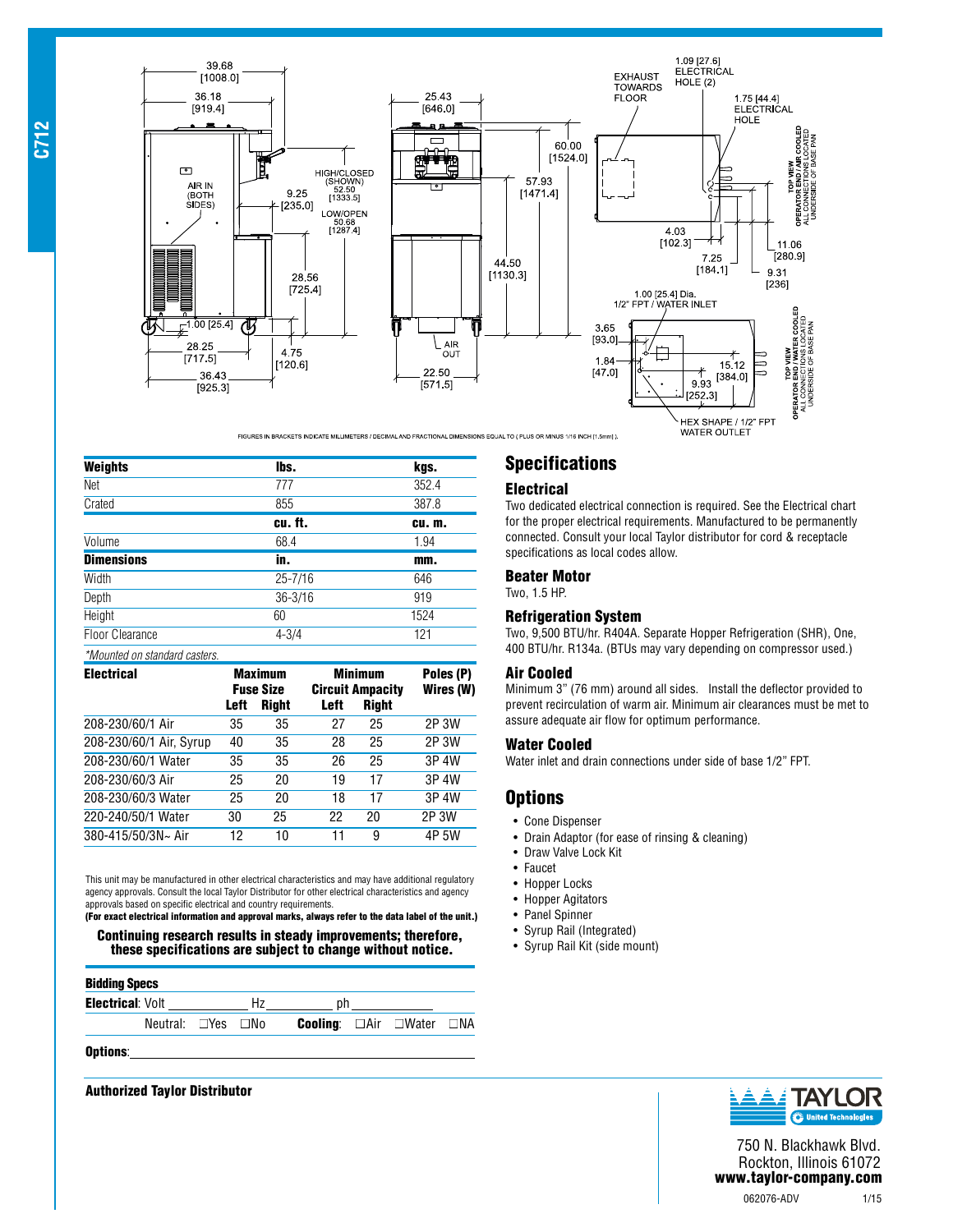39.68 [1008.0]
36.18 [919.4]
AIR IN (BOTH SIDES)
9.25 [235.0]
HIGH/CLOSED (SHOWN) 52.50 [1333.5]
LOW/OPEN 50.68 [1287.4]
28.56 [725.4]
1.00 [25.4]
28.25 [717.5]
4.75 [120.6]
36.43 [925.3]
25.43 [646.0]
60.00 [1524.0]
57.93 [1471.4]
44.50 [1130.3]
AIR OUT
22.50 [571.5]
EXHAUST TOWARDS FLOOR
1.09 [27.6] ELECTRICAL HOLE (2)
1.75 [44.4] ELECTRICAL HOLE
TOP VIEW OPERATOR END / AIR COOLED ALL CONNECTIONS LOCATED UNDERSIDE OF BASE PAN
4.03 [102.3]
7.25 [184.1]
11.06 [280.9]
9.31 [236]
1.00 [25.4] Dia. 1/2" FPT / WATER INLET
3.65 [93.0]
1.84 [47.0]
15.12 [384.0]
9.93 [252.3]
HEX SHAPE / 1/2" FPT WATER OUTLET
TOP VIEW OPERATOR END / WATER COOLED ALL CONNECTIONS LOCATED UNDERSIDE OF BASE PAN

FIGURES IN BRACKETS INDICATE MILLIMETERS / DECIMAL AND FRACTIONAL DIMENSIONS EQUAL TO ( PLUS OR MINUS 1/16 INCH [1.5mm] ).

| **Weights** | **lbs.** | **kgs.** |
|---|---|---|
| Net | 777 | 352.4 |
| Crated | 855 | 387.8 |
| | **cu. ft.** | **cu. m.** |
| Volume | 68.4 | 1.94 |
| **Dimensions** | **in.** | **mm.** |
| Width | 25-7/16 | 646 |
| Depth | 36-3/16 | 919 |
| Height | 60 | 1524 |
| Floor Clearance | 4-3/4 | 121 |

*Mounted on standard casters.*

| **Electrical** | **Maximum Fuse Size** | | **Minimum Circuit Ampacity** | | **Poles (P) Wires (W)** |
|---|---|---|---|---|---|
| | **Left** | **Right** | **Left** | **Right** | |
| 208-230/60/1 Air | 35 | 35 | 27 | 25 | 2P 3W |
| 208-230/60/1 Air, Syrup | 40 | 35 | 28 | 25 | 2P 3W |
| 208-230/60/1 Water | 35 | 35 | 26 | 25 | 3P 4W |
| 208-230/60/3 Air | 25 | 20 | 19 | 17 | 3P 4W |
| 208-230/60/3 Water | 25 | 20 | 18 | 17 | 3P 4W |
| 220-240/50/1 Water | 30 | 25 | 22 | 20 | 2P 3W |
| 380-415/50/3N~ Air | 12 | 10 | 11 | 9 | 4P 5W |

This unit may be manufactured in other electrical characteristics and may have additional regulatory agency approvals. Consult the local Taylor Distributor for other electrical characteristics and agency approvals based on specific electrical and country requirements.
**(For exact electrical information and approval marks, always refer to the data label of the unit.)**

**Continuing research results in steady improvements; therefore, these specifications are subject to change without notice.**

**Bidding Specs**

**Electrical**: Volt ____________ Hz ____________ ph ____________

Neutral: ☐Yes ☐No **Cooling**: ☐Air ☐Water ☐NA

**Options**: ____________

**Authorized Taylor Distributor**

# Specifications

## Electrical

Two dedicated electrical connection is required. See the Electrical chart for the proper electrical requirements. Manufactured to be permanently connected. Consult your local Taylor distributor for cord & receptacle specifications as local codes allow.

## Beater Motor

Two, 1.5 HP.

## Refrigeration System

Two, 9,500 BTU/hr. R404A. Separate Hopper Refrigeration (SHR), One, 400 BTU/hr. R134a. (BTUs may vary depending on compressor used.)

## Air Cooled

Minimum 3" (76 mm) around all sides. Install the deflector provided to prevent recirculation of warm air. Minimum air clearances must be met to assure adequate air flow for optimum performance.

## Water Cooled

Water inlet and drain connections under side of base 1/2" FPT.

# Options

- Cone Dispenser
- Drain Adaptor (for ease of rinsing & cleaning)
- Draw Valve Lock Kit
- Faucet
- Hopper Locks
- Hopper Agitators
- Panel Spinner
- Syrup Rail (Integrated)
- Syrup Rail Kit (side mount)

TAYLOR
United Technologies

750 N. Blackhawk Blvd.
Rockton, Illinois 61072
**www.taylor-company.com**

062076-ADV 1/15